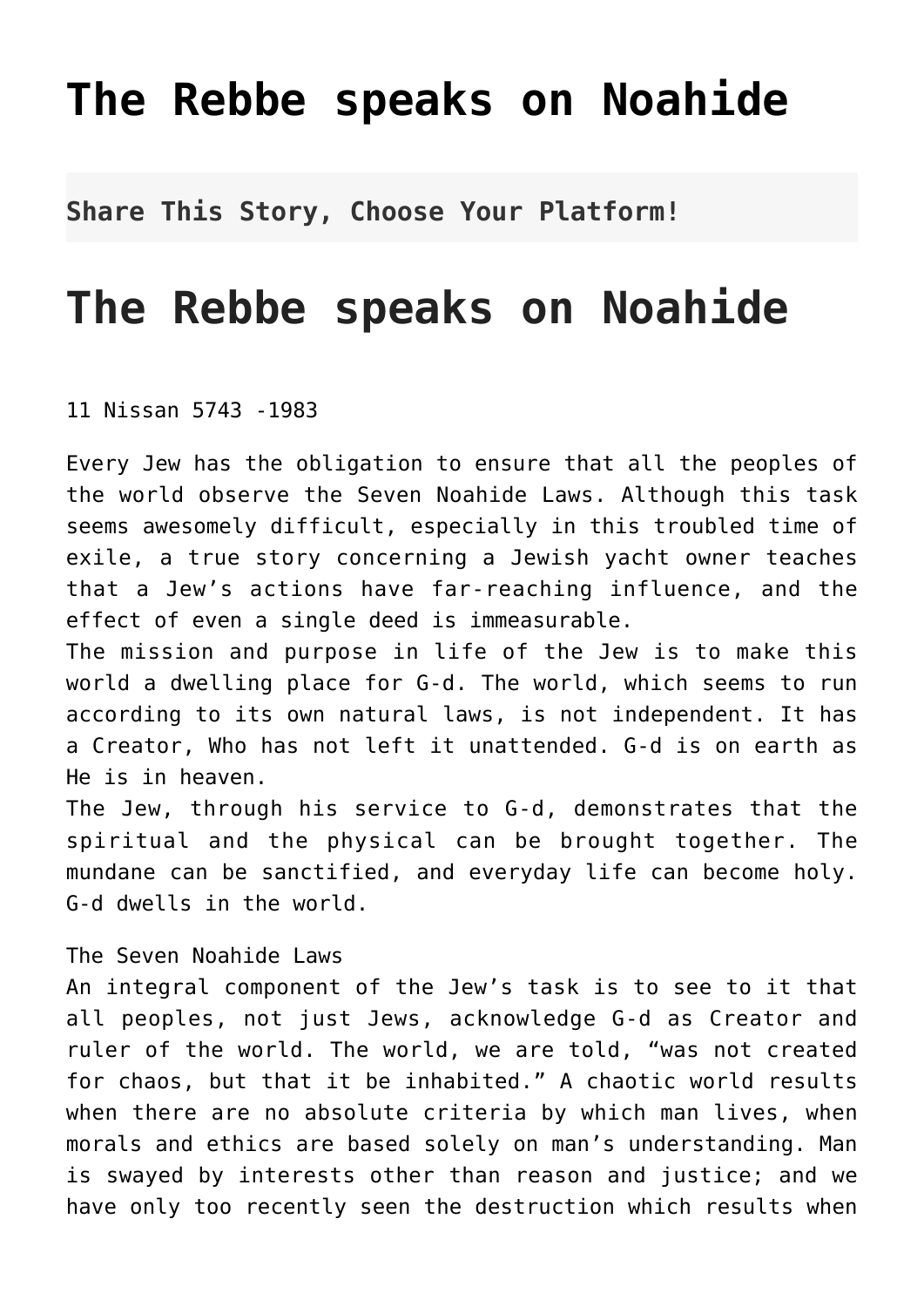# The Rebbe speaks on Noahide

**Share This Story, Choose Your Platform!**

# The Rebbe speaks on Noahide

11 Nissan 5743 -1983

Every Jew has the obligation to ensure that all the peoples of the world observe the Seven Noahide Laws. Although this task seems awesomely difficult, especially in this troubled time of exile, a true story concerning a Jewish yacht owner teaches that a Jew's actions have far-reaching influence, and the effect of even a single deed is immeasurable.

The mission and purpose in life of the Jew is to make this world a dwelling place for G-d. The world, which seems to run according to its own natural laws, is not independent. It has a Creator, Who has not left it unattended. G-d is on earth as He is in heaven.

The Jew, through his service to G-d, demonstrates that the spiritual and the physical can be brought together. The mundane can be sanctified, and everyday life can become holy. G-d dwells in the world.

The Seven Noahide Laws

An integral component of the Jew's task is to see to it that all peoples, not just Jews, acknowledge G-d as Creator and ruler of the world. The world, we are told, "was not created for chaos, but that it be inhabited." A chaotic world results when there are no absolute criteria by which man lives, when morals and ethics are based solely on man's understanding. Man is swayed by interests other than reason and justice; and we have only too recently seen the destruction which results when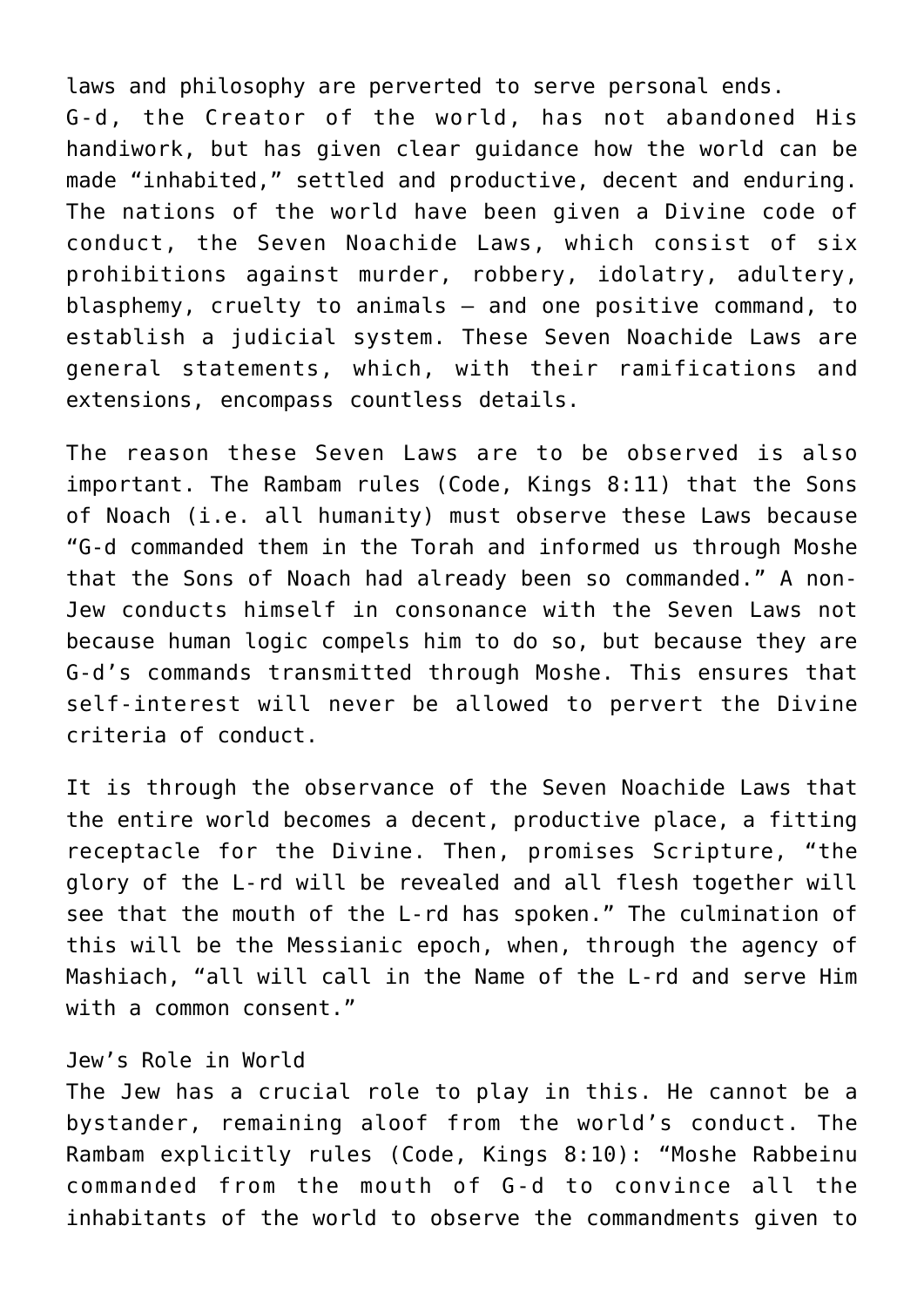laws and philosophy are perverted to serve personal ends.

G-d, the Creator of the world, has not abandoned His handiwork, but has given clear guidance how the world can be made "inhabited," settled and productive, decent and enduring. The nations of the world have been given a Divine code of conduct, the Seven Noachide Laws, which consist of six prohibitions against murder, robbery, idolatry, adultery, blasphemy, cruelty to animals – and one positive command, to establish a judicial system. These Seven Noachide Laws are general statements, which, with their ramifications and extensions, encompass countless details.

The reason these Seven Laws are to be observed is also important. The Rambam rules (Code, Kings 8:11) that the Sons of Noach (i.e. all humanity) must observe these Laws because "G-d commanded them in the Torah and informed us through Moshe that the Sons of Noach had already been so commanded." A non-Jew conducts himself in consonance with the Seven Laws not because human logic compels him to do so, but because they are G-d's commands transmitted through Moshe. This ensures that self-interest will never be allowed to pervert the Divine criteria of conduct.

It is through the observance of the Seven Noachide Laws that the entire world becomes a decent, productive place, a fitting receptacle for the Divine. Then, promises Scripture, "the glory of the L-rd will be revealed and all flesh together will see that the mouth of the L-rd has spoken." The culmination of this will be the Messianic epoch, when, through the agency of Mashiach, "all will call in the Name of the L-rd and serve Him with a common consent."

### Jew's Role in World

The Jew has a crucial role to play in this. He cannot be a bystander, remaining aloof from the world's conduct. The Rambam explicitly rules (Code, Kings 8:10): "Moshe Rabbeinu commanded from the mouth of G-d to convince all the inhabitants of the world to observe the commandments given to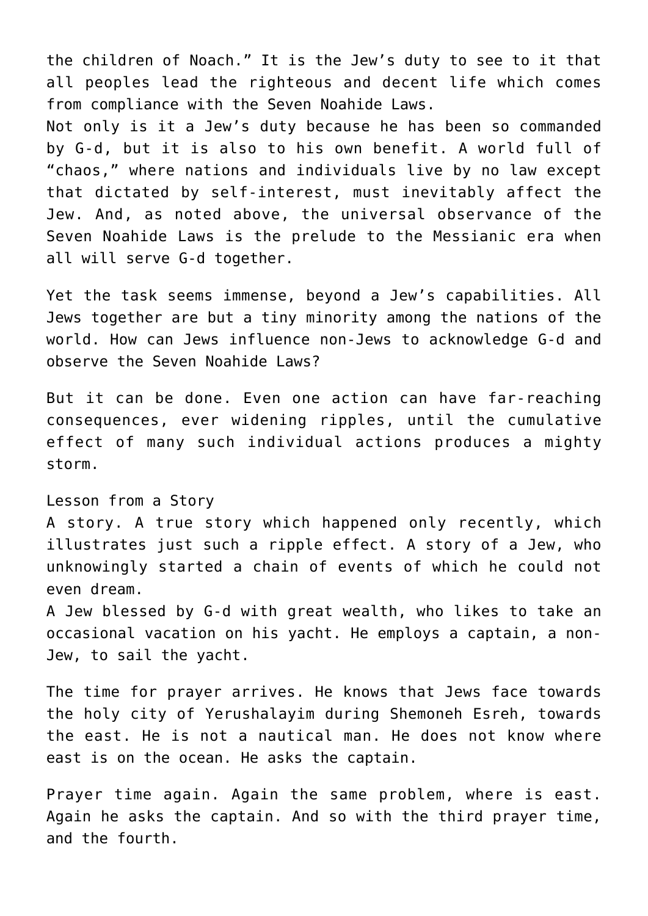the children of Noach." It is the Jew's duty to see to it that all peoples lead the righteous and decent life which comes from compliance with the Seven Noahide Laws.

Not only is it a Jew's duty because he has been so commanded by G-d, but it is also to his own benefit. A world full of "chaos," where nations and individuals live by no law except that dictated by self-interest, must inevitably affect the Jew. And, as noted above, the universal observance of the Seven Noahide Laws is the prelude to the Messianic era when all will serve G-d together.

Yet the task seems immense, beyond a Jew's capabilities. All Jews together are but a tiny minority among the nations of the world. How can Jews influence non-Jews to acknowledge G-d and observe the Seven Noahide Laws?

But it can be done. Even one action can have far-reaching consequences, ever widening ripples, until the cumulative effect of many such individual actions produces a mighty storm.

## Lesson from a Story

A story. A true story which happened only recently, which illustrates just such a ripple effect. A story of a Jew, who unknowingly started a chain of events of which he could not even dream.

A Jew blessed by G-d with great wealth, who likes to take an occasional vacation on his yacht. He employs a captain, a non-Jew, to sail the yacht.

The time for prayer arrives. He knows that Jews face towards the holy city of Yerushalayim during Shemoneh Esreh, towards the east. He is not a nautical man. He does not know where east is on the ocean. He asks the captain.

Prayer time again. Again the same problem, where is east. Again he asks the captain. And so with the third prayer time, and the fourth.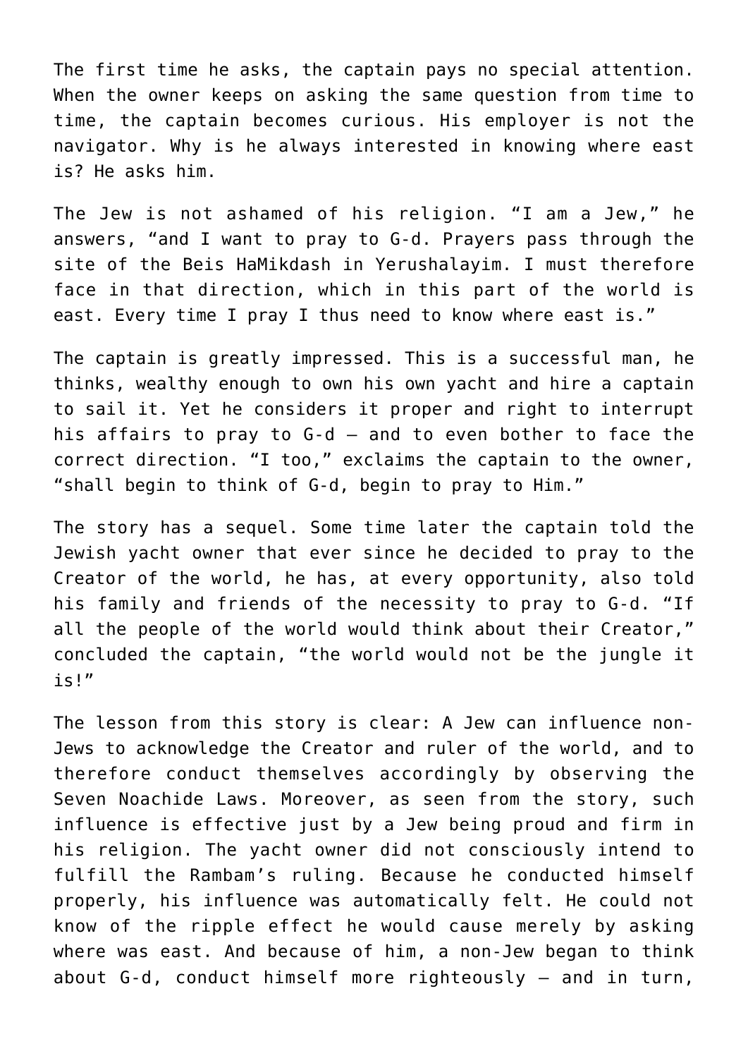The first time he asks, the captain pays no special attention. When the owner keeps on asking the same question from time to time, the captain becomes curious. His employer is not the navigator. Why is he always interested in knowing where east is? He asks him.

The Jew is not ashamed of his religion. “I am a Jew,” he answers, “and I want to pray to G-d. Prayers pass through the site of the Beis HaMikdash in Yerushalayim. I must therefore face in that direction, which in this part of the world is east. Every time I pray I thus need to know where east is.”

The captain is greatly impressed. This is a successful man, he thinks, wealthy enough to own his own yacht and hire a captain to sail it. Yet he considers it proper and right to interrupt his affairs to pray to G-d – and to even bother to face the correct direction. “I too,” exclaims the captain to the owner, “shall begin to think of G-d, begin to pray to Him.”

The story has a sequel. Some time later the captain told the Jewish yacht owner that ever since he decided to pray to the Creator of the world, he has, at every opportunity, also told his family and friends of the necessity to pray to G-d. “If all the people of the world would think about their Creator,” concluded the captain, “the world would not be the jungle it is!”

The lesson from this story is clear: A Jew can influence non-Jews to acknowledge the Creator and ruler of the world, and to therefore conduct themselves accordingly by observing the Seven Noachide Laws. Moreover, as seen from the story, such influence is effective just by a Jew being proud and firm in his religion. The yacht owner did not consciously intend to fulfill the Rambam’s ruling. Because he conducted himself properly, his influence was automatically felt. He could not know of the ripple effect he would cause merely by asking where was east. And because of him, a non-Jew began to think about G-d, conduct himself more righteously – and in turn,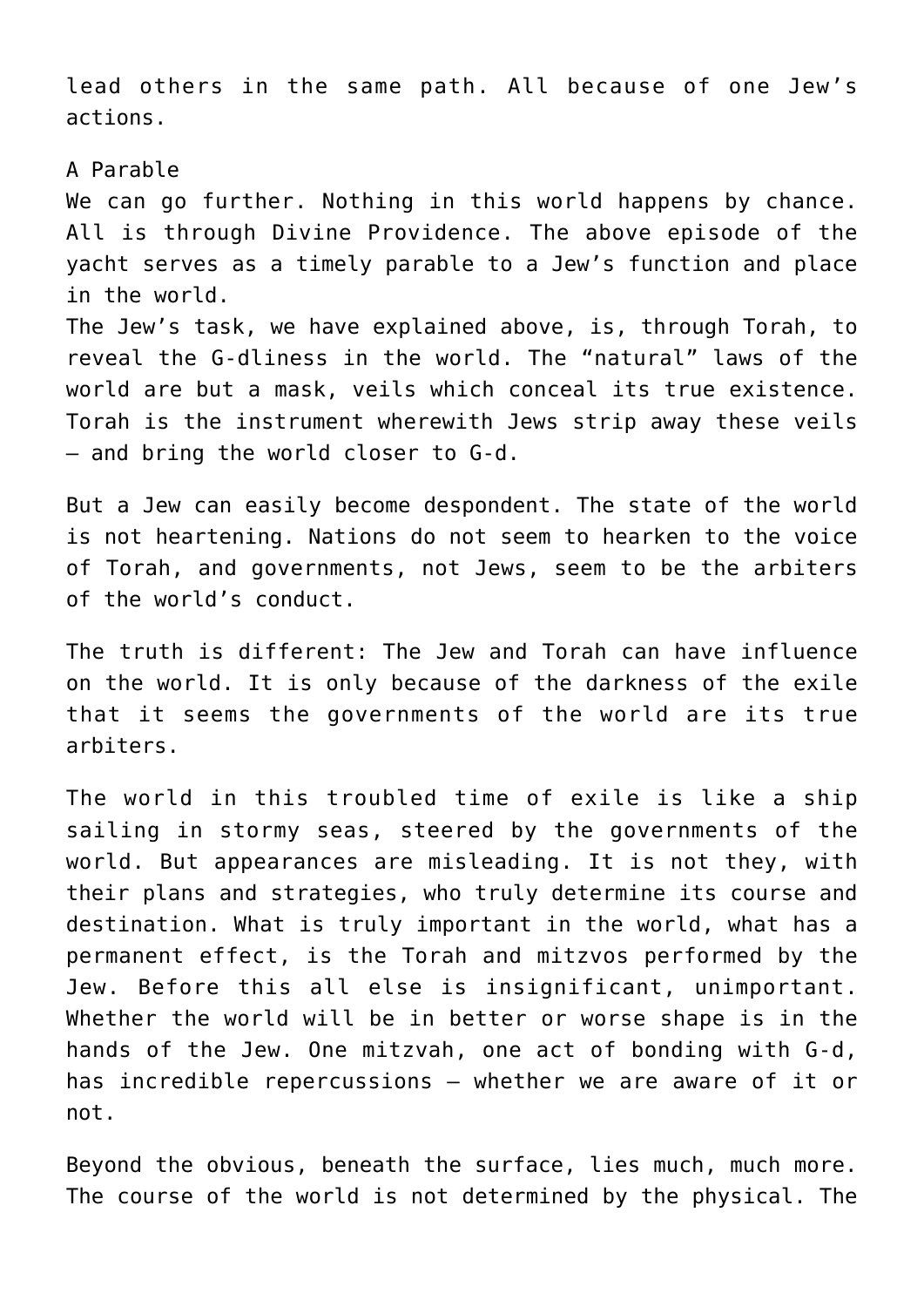lead others in the same path. All because of one Jew's actions.

## A Parable

We can go further. Nothing in this world happens by chance. All is through Divine Providence. The above episode of the yacht serves as a timely parable to a Jew's function and place in the world.

The Jew's task, we have explained above, is, through Torah, to reveal the G-dliness in the world. The "natural" laws of the world are but a mask, veils which conceal its true existence. Torah is the instrument wherewith Jews strip away these veils – and bring the world closer to G-d.

But a Jew can easily become despondent. The state of the world is not heartening. Nations do not seem to hearken to the voice of Torah, and governments, not Jews, seem to be the arbiters of the world's conduct.

The truth is different: The Jew and Torah can have influence on the world. It is only because of the darkness of the exile that it seems the governments of the world are its true arbiters.

The world in this troubled time of exile is like a ship sailing in stormy seas, steered by the governments of the world. But appearances are misleading. It is not they, with their plans and strategies, who truly determine its course and destination. What is truly important in the world, what has a permanent effect, is the Torah and mitzvos performed by the Jew. Before this all else is insignificant, unimportant. Whether the world will be in better or worse shape is in the hands of the Jew. One mitzvah, one act of bonding with G-d, has incredible repercussions – whether we are aware of it or not.

Beyond the obvious, beneath the surface, lies much, much more. The course of the world is not determined by the physical. The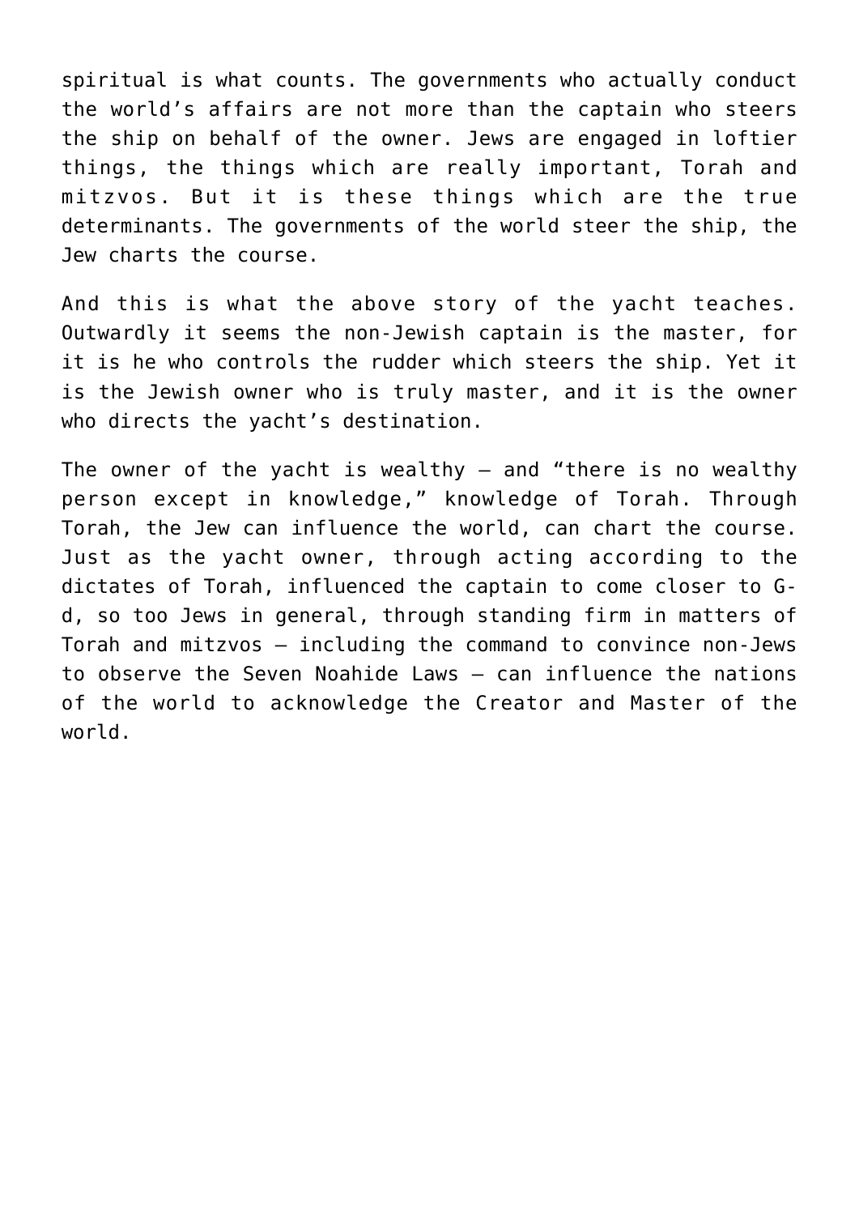spiritual is what counts. The governments who actually conduct the world's affairs are not more than the captain who steers the ship on behalf of the owner. Jews are engaged in loftier things, the things which are really important, Torah and mitzvos. But it is these things which are the true determinants. The governments of the world steer the ship, the Jew charts the course.

And this is what the above story of the yacht teaches. Outwardly it seems the non-Jewish captain is the master, for it is he who controls the rudder which steers the ship. Yet it is the Jewish owner who is truly master, and it is the owner who directs the yacht's destination.

The owner of the yacht is wealthy – and "there is no wealthy person except in knowledge," knowledge of Torah. Through Torah, the Jew can influence the world, can chart the course. Just as the yacht owner, through acting according to the dictates of Torah, influenced the captain to come closer to G-d, so too Jews in general, through standing firm in matters of Torah and mitzvos – including the command to convince non-Jews to observe the Seven Noahide Laws – can influence the nations of the world to acknowledge the Creator and Master of the world.